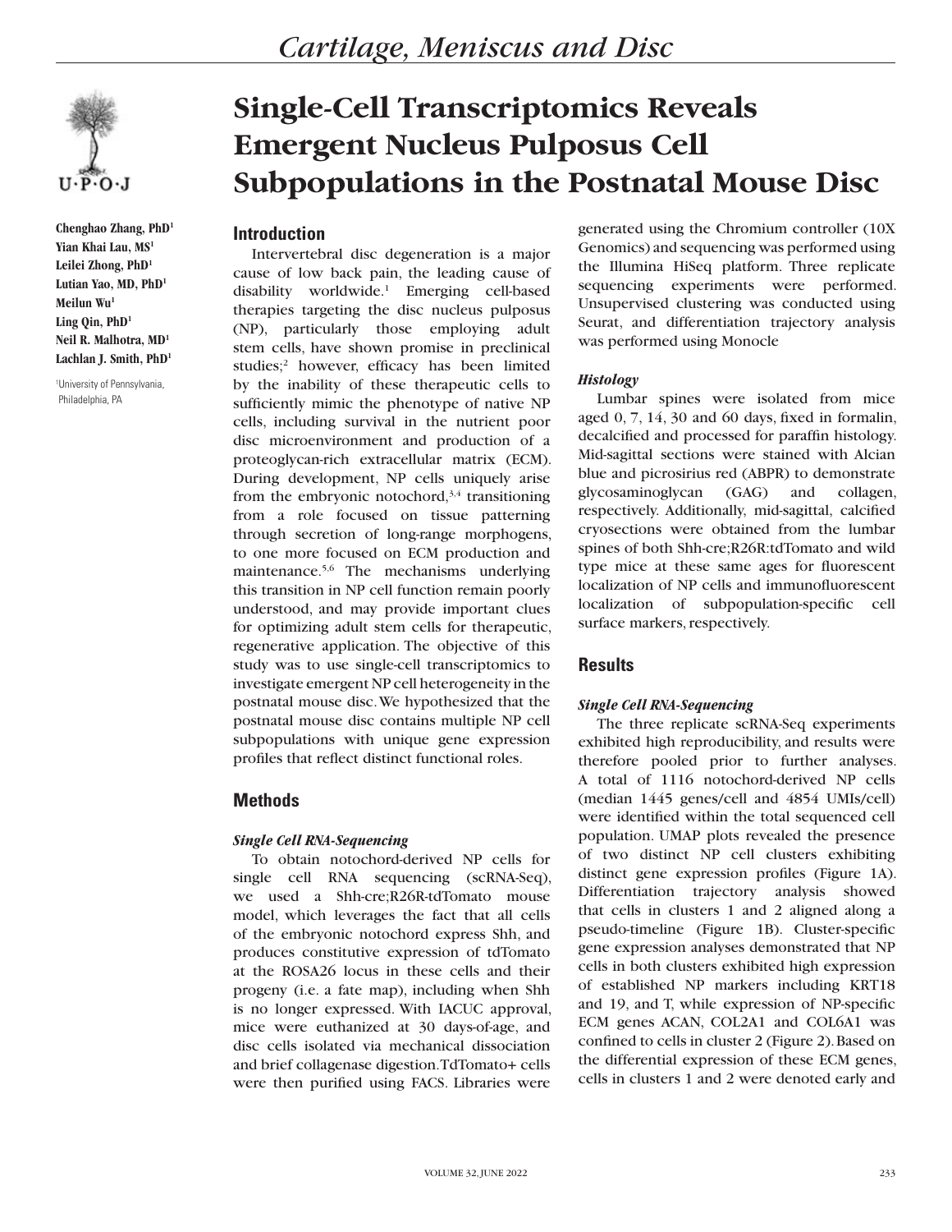# Single-Cell Transcriptomics Reveals Emergent Nucleus Pulposus Cell Subpopulations in the Postnatal Mouse Disc

**Chenghao Zhang, PhD[1]**
**Yian Khai Lau, MS[1]**
**Leilei Zhong, PhD[1]**
**Lutian Yao, MD, PhD[1]**
**Meilun Wu[1]**
**Ling Qin, PhD[1]**
**Neil R. Malhotra, MD[1]**
**Lachlan J. Smith, PhD[1]**

[1]University of Pennsylvania, Philadelphia, PA

## Introduction

Intervertebral disc degeneration is a major cause of low back pain, the leading cause of disability worldwide.[1] Emerging cell-based therapies targeting the disc nucleus pulposus (NP), particularly those employing adult stem cells, have shown promise in preclinical studies;[2] however, efficacy has been limited by the inability of these therapeutic cells to sufficiently mimic the phenotype of native NP cells, including survival in the nutrient poor disc microenvironment and production of a proteoglycan-rich extracellular matrix (ECM). During development, NP cells uniquely arise from the embryonic notochord,[3,4] transitioning from a role focused on tissue patterning through secretion of long-range morphogens, to one more focused on ECM production and maintenance.[5,6] The mechanisms underlying this transition in NP cell function remain poorly understood, and may provide important clues for optimizing adult stem cells for therapeutic, regenerative application. The objective of this study was to use single-cell transcriptomics to investigate emergent NP cell heterogeneity in the postnatal mouse disc. We hypothesized that the postnatal mouse disc contains multiple NP cell subpopulations with unique gene expression profiles that reflect distinct functional roles.

## Methods

### *Single Cell RNA-Sequencing*

To obtain notochord-derived NP cells for single cell RNA sequencing (scRNA-Seq), we used a Shh-cre;R26R-tdTomato mouse model, which leverages the fact that all cells of the embryonic notochord express Shh, and produces constitutive expression of tdTomato at the ROSA26 locus in these cells and their progeny (i.e. a fate map), including when Shh is no longer expressed. With IACUC approval, mice were euthanized at 30 days-of-age, and disc cells isolated via mechanical dissociation and brief collagenase digestion. TdTomato+ cells were then purified using FACS. Libraries were generated using the Chromium controller (10X Genomics) and sequencing was performed using the Illumina HiSeq platform. Three replicate sequencing experiments were performed. Unsupervised clustering was conducted using Seurat, and differentiation trajectory analysis was performed using Monocle

### *Histology*

Lumbar spines were isolated from mice aged 0, 7, 14, 30 and 60 days, fixed in formalin, decalcified and processed for paraffin histology. Mid-sagittal sections were stained with Alcian blue and picrosirius red (ABPR) to demonstrate glycosaminoglycan (GAG) and collagen, respectively. Additionally, mid-sagittal, calcified cryosections were obtained from the lumbar spines of both Shh-cre;R26R:tdTomato and wild type mice at these same ages for fluorescent localization of NP cells and immunofluorescent localization of subpopulation-specific cell surface markers, respectively.

## Results

### *Single Cell RNA-Sequencing*

The three replicate scRNA-Seq experiments exhibited high reproducibility, and results were therefore pooled prior to further analyses. A total of 1116 notochord-derived NP cells (median 1445 genes/cell and 4854 UMIs/cell) were identified within the total sequenced cell population. UMAP plots revealed the presence of two distinct NP cell clusters exhibiting distinct gene expression profiles (Figure 1A). Differentiation trajectory analysis showed that cells in clusters 1 and 2 aligned along a pseudo-timeline (Figure 1B). Cluster-specific gene expression analyses demonstrated that NP cells in both clusters exhibited high expression of established NP markers including KRT18 and 19, and T, while expression of NP-specific ECM genes ACAN, COL2A1 and COL6A1 was confined to cells in cluster 2 (Figure 2). Based on the differential expression of these ECM genes, cells in clusters 1 and 2 were denoted early and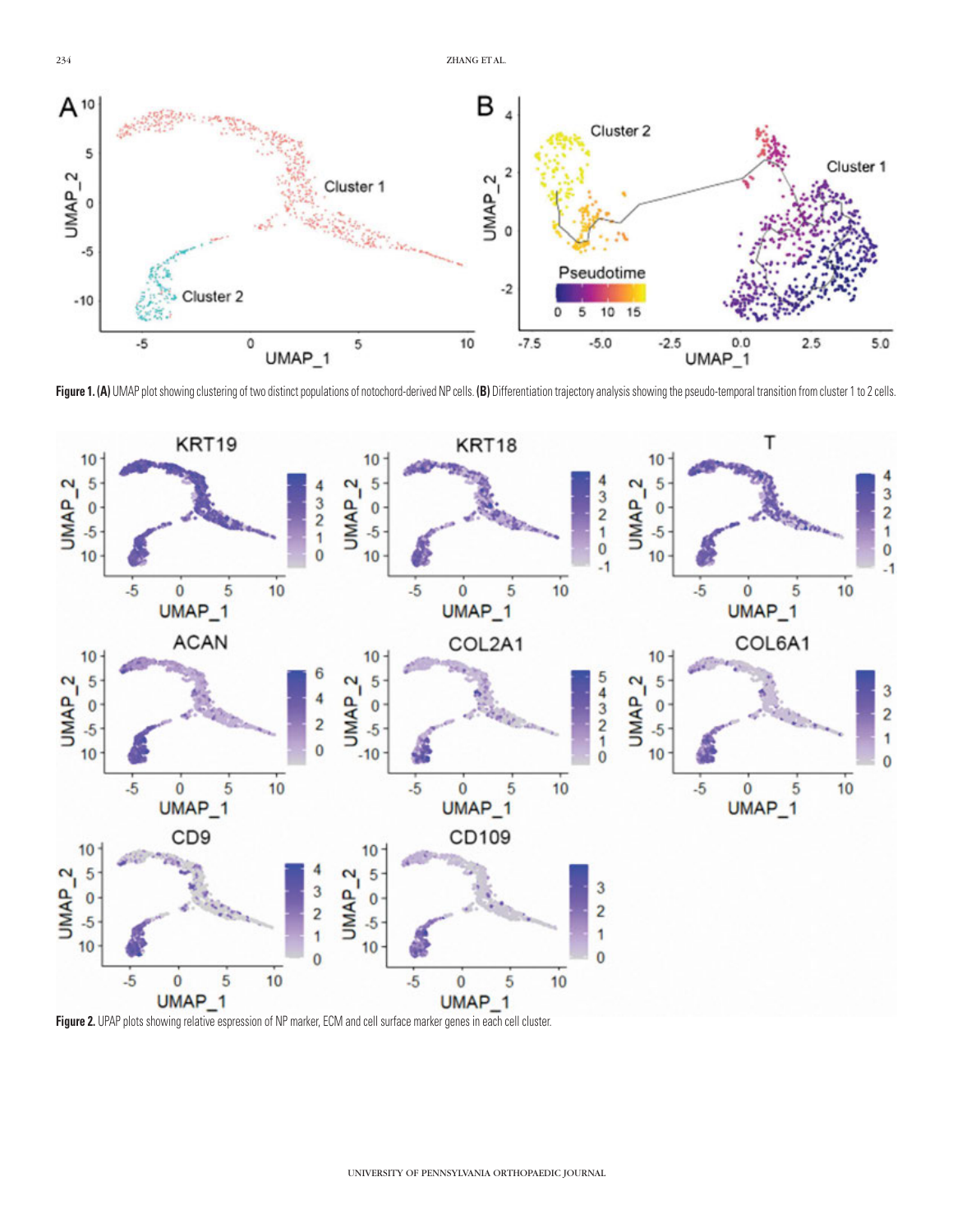**Figure 1. (A)** UMAP plot showing clustering of two distinct populations of notochord-derived NP cells. **(B)** Differentiation trajectory analysis showing the pseudo-temporal transition from cluster 1 to 2 cells.

**Figure 2.** UPAP plots showing relative espression of NP marker, ECM and cell surface marker genes in each cell cluster.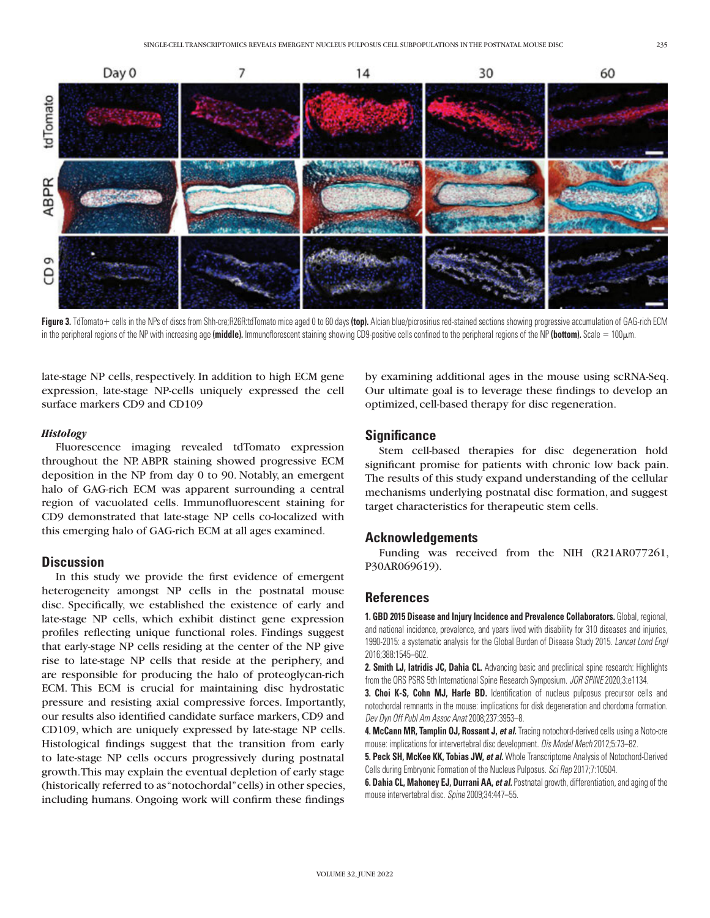Day 0
7
14
30
60
tdTomato
ABPR
CD9

**Figure 3.** TdTomato+ cells in the NPs of discs from Shh-cre;R26R:tdTomato mice aged 0 to 60 days **(top).** Alcian blue/picrosirius red-stained sections showing progressive accumulation of GAG-rich ECM in the peripheral regions of the NP with increasing age **(middle).** Immunofluorescent staining showing CD9-positive cells confined to the peripheral regions of the NP **(bottom).** Scale = 100μm.

late-stage NP cells, respectively. In addition to high ECM gene expression, late-stage NP-cells uniquely expressed the cell surface markers CD9 and CD109

### *Histology*

Fluorescence imaging revealed tdTomato expression throughout the NP. ABPR staining showed progressive ECM deposition in the NP from day 0 to 90. Notably, an emergent halo of GAG-rich ECM was apparent surrounding a central region of vacuolated cells. Immunofluorescent staining for CD9 demonstrated that late-stage NP cells co-localized with this emerging halo of GAG-rich ECM at all ages examined.

## Discussion

In this study we provide the first evidence of emergent heterogeneity amongst NP cells in the postnatal mouse disc. Specifically, we established the existence of early and late-stage NP cells, which exhibit distinct gene expression profiles reflecting unique functional roles. Findings suggest that early-stage NP cells residing at the center of the NP give rise to late-stage NP cells that reside at the periphery, and are responsible for producing the halo of proteoglycan-rich ECM. This ECM is crucial for maintaining disc hydrostatic pressure and resisting axial compressive forces. Importantly, our results also identified candidate surface markers, CD9 and CD109, which are uniquely expressed by late-stage NP cells. Histological findings suggest that the transition from early to late-stage NP cells occurs progressively during postnatal growth. This may explain the eventual depletion of early stage (historically referred to as "notochordal" cells) in other species, including humans. Ongoing work will confirm these findings by examining additional ages in the mouse using scRNA-Seq. Our ultimate goal is to leverage these findings to develop an optimized, cell-based therapy for disc regeneration.

## Significance

Stem cell-based therapies for disc degeneration hold significant promise for patients with chronic low back pain. The results of this study expand understanding of the cellular mechanisms underlying postnatal disc formation, and suggest target characteristics for therapeutic stem cells.

## Acknowledgements

Funding was received from the NIH (R21AR077261, P30AR069619).

## References

**1. GBD 2015 Disease and Injury Incidence and Prevalence Collaborators.** Global, regional, and national incidence, prevalence, and years lived with disability for 310 diseases and injuries, 1990-2015: a systematic analysis for the Global Burden of Disease Study 2015. *Lancet Lond Engl* 2016;388:1545–602.

**2. Smith LJ, Iatridis JC, Dahia CL.** Advancing basic and preclinical spine research: Highlights from the ORS PSRS 5th International Spine Research Symposium. *JOR SPINE* 2020;3:e1134.

**3. Choi K-S, Cohn MJ, Harfe BD.** Identification of nucleus pulposus precursor cells and notochordal remnants in the mouse: implications for disk degeneration and chordoma formation. *Dev Dyn Off Publ Am Assoc Anat* 2008;237:3953–8.

**4. McCann MR, Tamplin OJ, Rossant J, *et al.*** Tracing notochord-derived cells using a Noto-cre mouse: implications for intervertebral disc development. *Dis Model Mech* 2012;5:73–82.

**5. Peck SH, McKee KK, Tobias JW, *et al.*** Whole Transcriptome Analysis of Notochord-Derived Cells during Embryonic Formation of the Nucleus Pulposus. *Sci Rep* 2017;7:10504.

**6. Dahia CL, Mahoney EJ, Durrani AA, *et al.*** Postnatal growth, differentiation, and aging of the mouse intervertebral disc. *Spine* 2009;34:447–55.